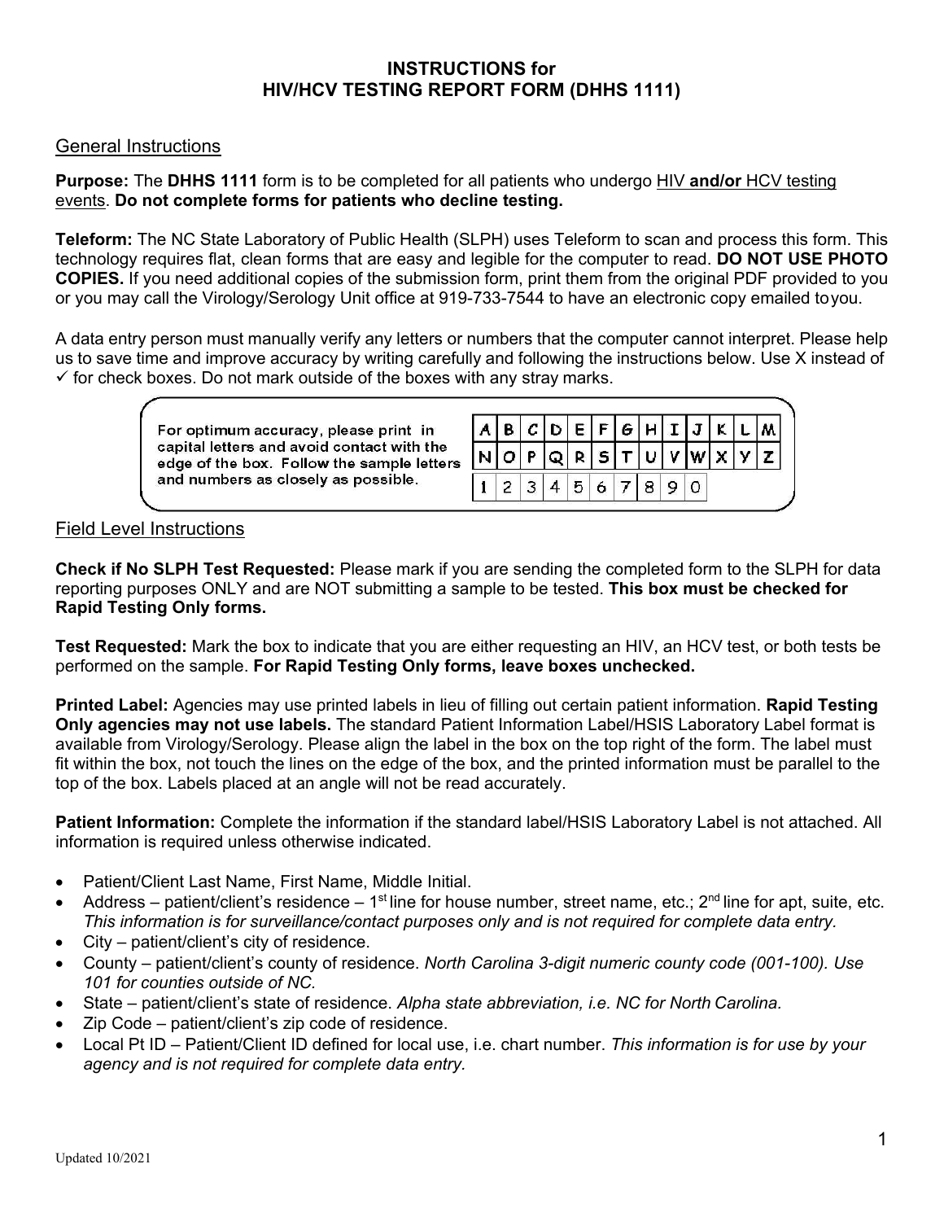# INSTRUCTIONS for HIV/HCV TESTING REPORT FORM (DHHS 1111)

## General Instructions

**Purpose:** The **DHHS 1111** form is to be completed for all patients who undergo HIV **and/or** HCV testing events. **Do not complete forms for patients who decline testing.**

**Teleform:** The NC State Laboratory of Public Health (SLPH) uses Teleform to scan and process this form. This technology requires flat, clean forms that are easy and legible for the computer to read. **DO NOT USE PHOTO COPIES.** If you need additional copies of the submission form, print them from the original PDF provided to you or you may call the Virology/Serology Unit office at 919-733-7544 to have an electronic copy emailed to you.

A data entry person must manually verify any letters or numbers that the computer cannot interpret. Please help us to save time and improve accuracy by writing carefully and following the instructions below. Use X instead of ✓ for check boxes. Do not mark outside of the boxes with any stray marks.

For optimum accuracy, please print in capital letters and avoid contact with the edge of the box. Follow the sample letters and numbers as closely as possible.

| A | B | C | D | E | F | G | H | I | J | K | L | M |
|---|---|---|---|---|---|---|---|---|---|---|---|---|
| N | O | P | Q | R | S | T | U | V | W | X | Y | Z |
| 1 | 2 | 3 | 4 | 5 | 6 | 7 | 8 | 9 | 0 | | | |

## Field Level Instructions

**Check if No SLPH Test Requested:** Please mark if you are sending the completed form to the SLPH for data reporting purposes ONLY and are NOT submitting a sample to be tested. **This box must be checked for Rapid Testing Only forms.**

**Test Requested:** Mark the box to indicate that you are either requesting an HIV, an HCV test, or both tests be performed on the sample. **For Rapid Testing Only forms, leave boxes unchecked.**

**Printed Label:** Agencies may use printed labels in lieu of filling out certain patient information. **Rapid Testing Only agencies may not use labels.** The standard Patient Information Label/HSIS Laboratory Label format is available from Virology/Serology. Please align the label in the box on the top right of the form. The label must fit within the box, not touch the lines on the edge of the box, and the printed information must be parallel to the top of the box. Labels placed at an angle will not be read accurately.

**Patient Information:** Complete the information if the standard label/HSIS Laboratory Label is not attached. All information is required unless otherwise indicated.

- Patient/Client Last Name, First Name, Middle Initial.
- Address – patient/client's residence – 1st line for house number, street name, etc.; 2nd line for apt, suite, etc. *This information is for surveillance/contact purposes only and is not required for complete data entry.*
- City – patient/client's city of residence.
- County – patient/client's county of residence. *North Carolina 3-digit numeric county code (001-100). Use 101 for counties outside of NC.*
- State – patient/client's state of residence. *Alpha state abbreviation, i.e. NC for North Carolina.*
- Zip Code – patient/client's zip code of residence.
- Local Pt ID – Patient/Client ID defined for local use, i.e. chart number. *This information is for use by your agency and is not required for complete data entry.*

Updated 10/2021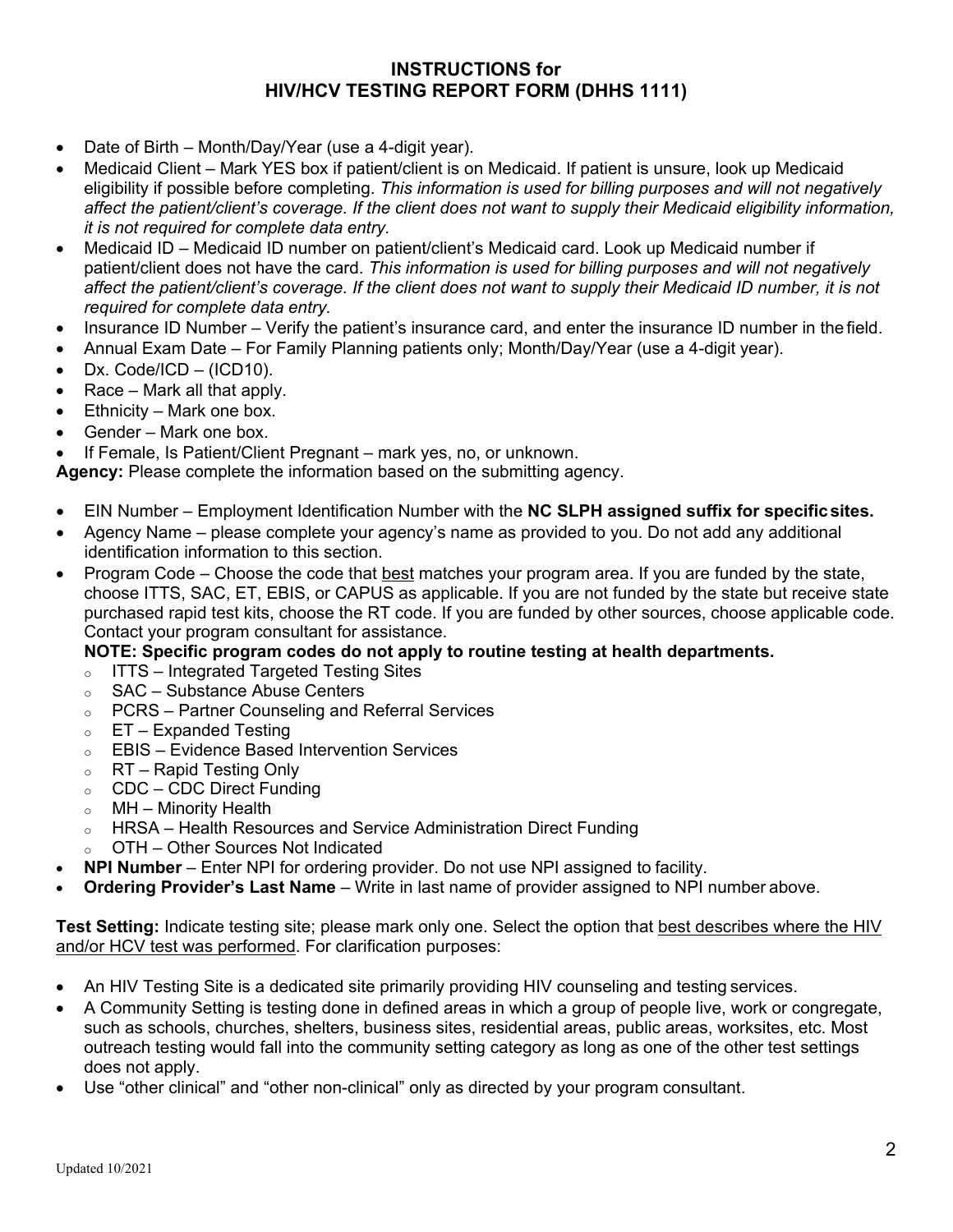# INSTRUCTIONS for HIV/HCV TESTING REPORT FORM (DHHS 1111)

- Date of Birth – Month/Day/Year (use a 4-digit year).
- Medicaid Client – Mark YES box if patient/client is on Medicaid. If patient is unsure, look up Medicaid eligibility if possible before completing. *This information is used for billing purposes and will not negatively affect the patient/client's coverage. If the client does not want to supply their Medicaid eligibility information, it is not required for complete data entry.*
- Medicaid ID – Medicaid ID number on patient/client's Medicaid card. Look up Medicaid number if patient/client does not have the card. *This information is used for billing purposes and will not negatively affect the patient/client's coverage. If the client does not want to supply their Medicaid ID number, it is not required for complete data entry.*
- Insurance ID Number – Verify the patient's insurance card, and enter the insurance ID number in the field.
- Annual Exam Date – For Family Planning patients only; Month/Day/Year (use a 4-digit year).
- Dx. Code/ICD – (ICD10).
- Race – Mark all that apply.
- Ethnicity – Mark one box.
- Gender – Mark one box.
- If Female, Is Patient/Client Pregnant – mark yes, no, or unknown.

**Agency:** Please complete the information based on the submitting agency.

- EIN Number – Employment Identification Number with the **NC SLPH assigned suffix for specific sites.**
- Agency Name – please complete your agency's name as provided to you. Do not add any additional identification information to this section.
- Program Code – Choose the code that <u>best</u> matches your program area. If you are funded by the state, choose ITTS, SAC, ET, EBIS, or CAPUS as applicable. If you are not funded by the state but receive state purchased rapid test kits, choose the RT code. If you are funded by other sources, choose applicable code. Contact your program consultant for assistance.
  **NOTE: Specific program codes do not apply to routine testing at health departments.**
  - ITTS – Integrated Targeted Testing Sites
  - SAC – Substance Abuse Centers
  - PCRS – Partner Counseling and Referral Services
  - ET – Expanded Testing
  - EBIS – Evidence Based Intervention Services
  - RT – Rapid Testing Only
  - CDC – CDC Direct Funding
  - MH – Minority Health
  - HRSA – Health Resources and Service Administration Direct Funding
  - OTH – Other Sources Not Indicated
- **NPI Number** – Enter NPI for ordering provider. Do not use NPI assigned to facility.
- **Ordering Provider's Last Name** – Write in last name of provider assigned to NPI number above.

**Test Setting:** Indicate testing site; please mark only one. Select the option that <u>best describes where the HIV and/or HCV test was performed</u>. For clarification purposes:

- An HIV Testing Site is a dedicated site primarily providing HIV counseling and testing services.
- A Community Setting is testing done in defined areas in which a group of people live, work or congregate, such as schools, churches, shelters, business sites, residential areas, public areas, worksites, etc. Most outreach testing would fall into the community setting category as long as one of the other test settings does not apply.
- Use "other clinical" and "other non-clinical" only as directed by your program consultant.

Updated 10/2021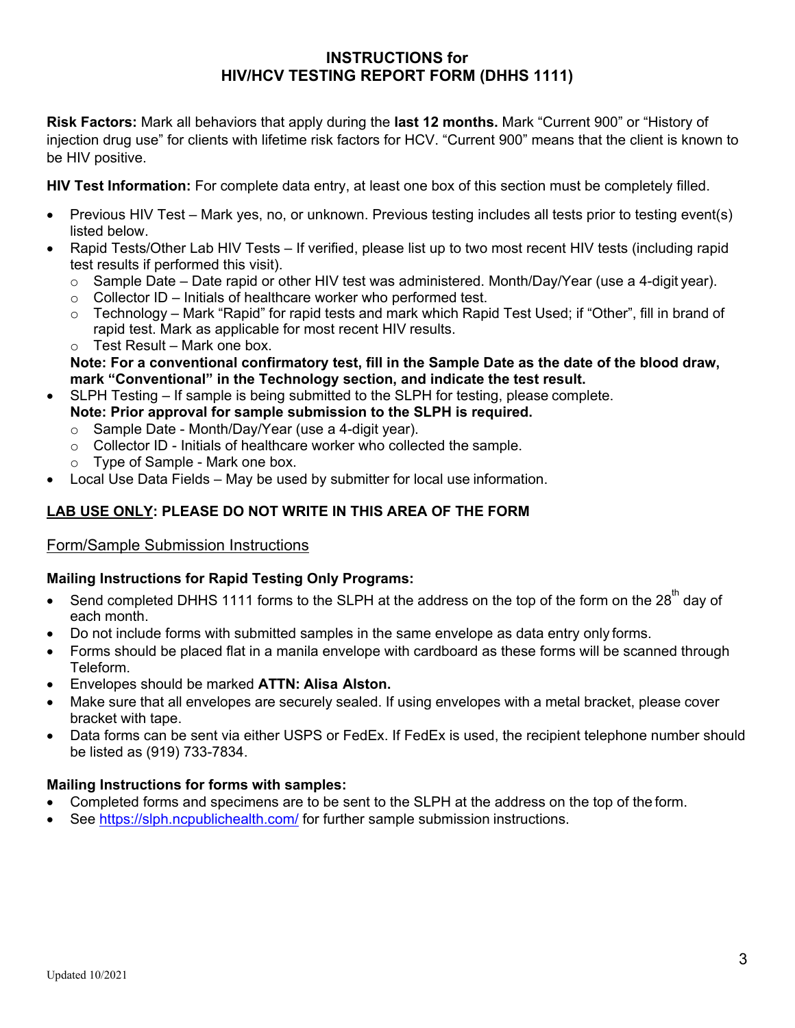# INSTRUCTIONS for HIV/HCV TESTING REPORT FORM (DHHS 1111)

**Risk Factors:** Mark all behaviors that apply during the **last 12 months.** Mark "Current 900" or "History of injection drug use" for clients with lifetime risk factors for HCV. "Current 900" means that the client is known to be HIV positive.

**HIV Test Information:** For complete data entry, at least one box of this section must be completely filled.

- Previous HIV Test – Mark yes, no, or unknown. Previous testing includes all tests prior to testing event(s) listed below.
- Rapid Tests/Other Lab HIV Tests – If verified, please list up to two most recent HIV tests (including rapid test results if performed this visit).
  - Sample Date – Date rapid or other HIV test was administered. Month/Day/Year (use a 4-digit year).
  - Collector ID – Initials of healthcare worker who performed test.
  - Technology – Mark "Rapid" for rapid tests and mark which Rapid Test Used; if "Other", fill in brand of rapid test. Mark as applicable for most recent HIV results.
  - Test Result – Mark one box.

  **Note: For a conventional confirmatory test, fill in the Sample Date as the date of the blood draw, mark "Conventional" in the Technology section, and indicate the test result.**
- SLPH Testing – If sample is being submitted to the SLPH for testing, please complete.
  **Note: Prior approval for sample submission to the SLPH is required.**
  - Sample Date - Month/Day/Year (use a 4-digit year).
  - Collector ID - Initials of healthcare worker who collected the sample.
  - Type of Sample - Mark one box.
- Local Use Data Fields – May be used by submitter for local use information.

**<u>LAB USE ONLY</u>: PLEASE DO NOT WRITE IN THIS AREA OF THE FORM**

<u>Form/Sample Submission Instructions</u>

**Mailing Instructions for Rapid Testing Only Programs:**

- Send completed DHHS 1111 forms to the SLPH at the address on the top of the form on the 28th day of each month.
- Do not include forms with submitted samples in the same envelope as data entry only forms.
- Forms should be placed flat in a manila envelope with cardboard as these forms will be scanned through Teleform.
- Envelopes should be marked **ATTN: Alisa Alston.**
- Make sure that all envelopes are securely sealed. If using envelopes with a metal bracket, please cover bracket with tape.
- Data forms can be sent via either USPS or FedEx. If FedEx is used, the recipient telephone number should be listed as (919) 733-7834.

**Mailing Instructions for forms with samples:**

- Completed forms and specimens are to be sent to the SLPH at the address on the top of the form.
- See https://slph.ncpublichealth.com/ for further sample submission instructions.

Updated 10/2021